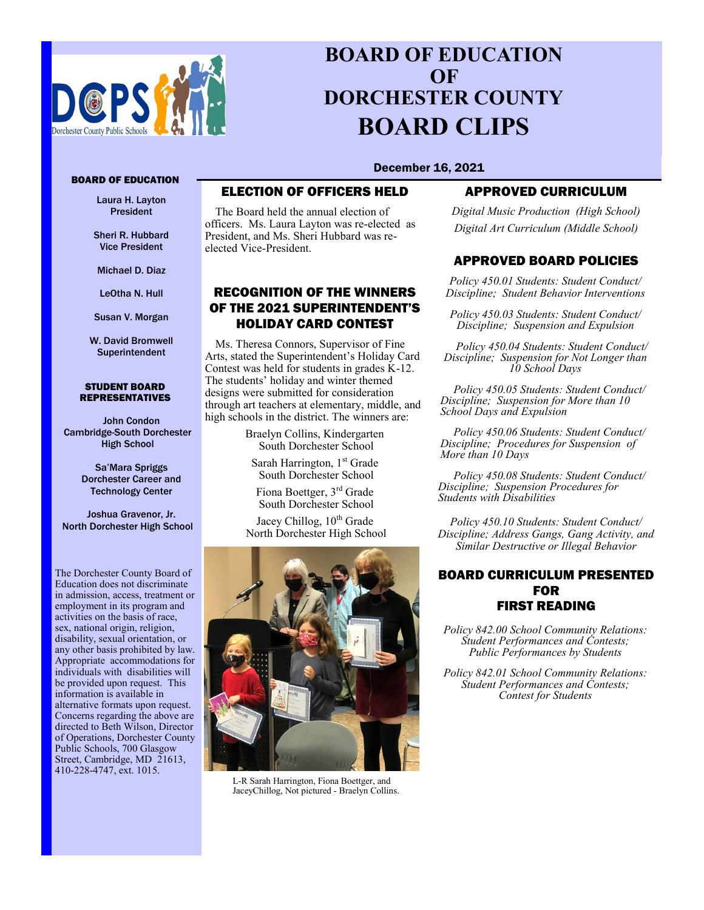# BOARD OF EDUCATION OF DORCHESTER COUNTY

# BOARD CLIPS

December 16, 2021

**BOARD OF EDUCATION**

Laura H. Layton
President

Sheri R. Hubbard
Vice President

Michael D. Diaz

LeOtha N. Hull

Susan V. Morgan

W. David Bromwell
Superintendent

**STUDENT BOARD REPRESENTATIVES**

John Condon
Cambridge-South Dorchester High School

Sa'Mara Spriggs
Dorchester Career and Technology Center

Joshua Gravenor, Jr.
North Dorchester High School

The Dorchester County Board of Education does not discriminate in admission, access, treatment or employment in its program and activities on the basis of race, sex, national origin, religion, disability, sexual orientation, or any other basis prohibited by law. Appropriate accommodations for individuals with disabilities will be provided upon request. This information is available in alternative formats upon request. Concerns regarding the above are directed to Beth Wilson, Director of Operations, Dorchester County Public Schools, 700 Glasgow Street, Cambridge, MD 21613, 410-228-4747, ext. 1015.

## ELECTION OF OFFICERS HELD

The Board held the annual election of officers. Ms. Laura Layton was re-elected as President, and Ms. Sheri Hubbard was re-elected Vice-President.

## RECOGNITION OF THE WINNERS OF THE 2021 SUPERINTENDENT'S HOLIDAY CARD CONTEST

Ms. Theresa Connors, Supervisor of Fine Arts, stated the Superintendent's Holiday Card Contest was held for students in grades K-12. The students' holiday and winter themed designs were submitted for consideration through art teachers at elementary, middle, and high schools in the district. The winners are:

Braelyn Collins, Kindergarten
South Dorchester School

Sarah Harrington, 1st Grade
South Dorchester School

Fiona Boettger, 3rd Grade
South Dorchester School

Jacey Chillog, 10th Grade
North Dorchester High School

L-R Sarah Harrington, Fiona Boettger, and JaceyChillog, Not pictured - Braelyn Collins.

## APPROVED CURRICULUM

*Digital Music Production (High School)*

*Digital Art Curriculum (Middle School)*

## APPROVED BOARD POLICIES

*Policy 450.01 Students: Student Conduct/ Discipline; Student Behavior Interventions*

*Policy 450.03 Students: Student Conduct/ Discipline; Suspension and Expulsion*

*Policy 450.04 Students: Student Conduct/ Discipline; Suspension for Not Longer than 10 School Days*

*Policy 450.05 Students: Student Conduct/ Discipline; Suspension for More than 10 School Days and Expulsion*

*Policy 450.06 Students: Student Conduct/ Discipline; Procedures for Suspension of More than 10 Days*

*Policy 450.08 Students: Student Conduct/ Discipline; Suspension Procedures for Students with Disabilities*

*Policy 450.10 Students: Student Conduct/ Discipline; Address Gangs, Gang Activity, and Similar Destructive or Illegal Behavior*

## BOARD CURRICULUM PRESENTED FOR FIRST READING

*Policy 842.00 School Community Relations: Student Performances and Contests; Public Performances by Students*

*Policy 842.01 School Community Relations: Student Performances and Contests; Contest for Students*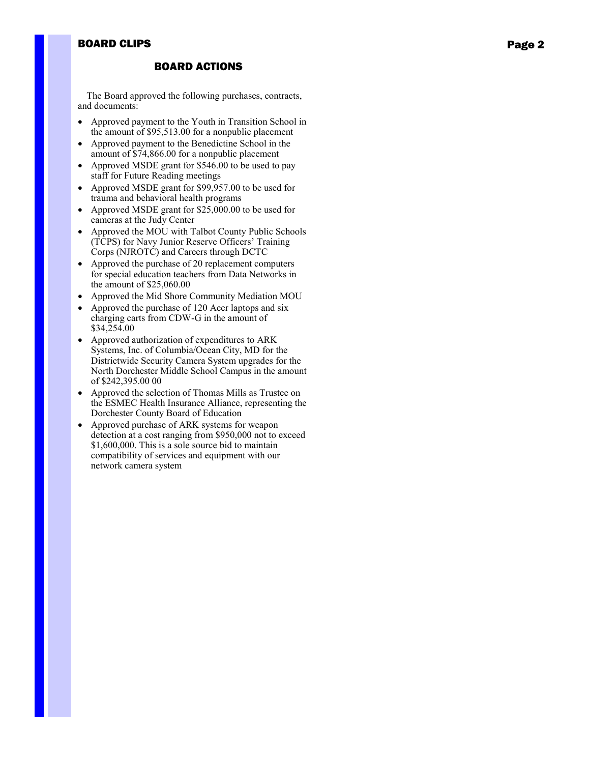## BOARD ACTIONS

The Board approved the following purchases, contracts, and documents:

- Approved payment to the Youth in Transition School in the amount of $95,513.00 for a nonpublic placement
- Approved payment to the Benedictine School in the amount of $74,866.00 for a nonpublic placement
- Approved MSDE grant for $546.00 to be used to pay staff for Future Reading meetings
- Approved MSDE grant for $99,957.00 to be used for trauma and behavioral health programs
- Approved MSDE grant for $25,000.00 to be used for cameras at the Judy Center
- Approved the MOU with Talbot County Public Schools (TCPS) for Navy Junior Reserve Officers' Training Corps (NJROTC) and Careers through DCTC
- Approved the purchase of 20 replacement computers for special education teachers from Data Networks in the amount of $25,060.00
- Approved the Mid Shore Community Mediation MOU
- Approved the purchase of 120 Acer laptops and six charging carts from CDW-G in the amount of $34,254.00
- Approved authorization of expenditures to ARK Systems, Inc. of Columbia/Ocean City, MD for the Districtwide Security Camera System upgrades for the North Dorchester Middle School Campus in the amount of $242,395.00 00
- Approved the selection of Thomas Mills as Trustee on the ESMEC Health Insurance Alliance, representing the Dorchester County Board of Education
- Approved purchase of ARK systems for weapon detection at a cost ranging from $950,000 not to exceed $1,600,000. This is a sole source bid to maintain compatibility of services and equipment with our network camera system